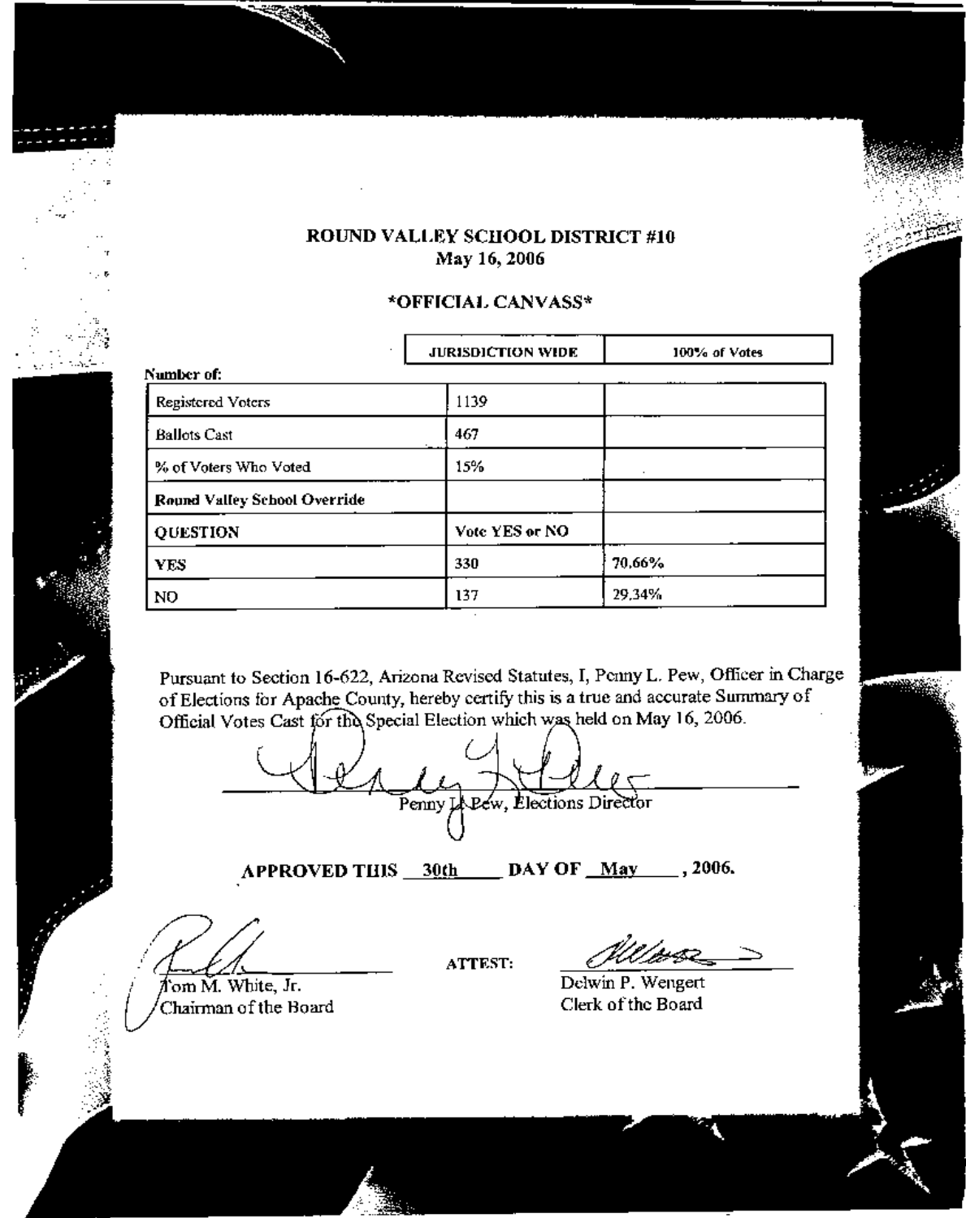**ROUND VALLEY SCHOOL DISTRICT #10**
**May 16, 2006**

**\*OFFICIAL CANVASS\***

| Number of: | JURISDICTION WIDE | 100% of Votes |
|---|---|---|
| Registered Voters | 1139 | |
| Ballots Cast | 467 | |
| % of Voters Who Voted | 15% | |
| **Round Valley School Override** | | |
| **QUESTION** | Vote YES or NO | |
| **YES** | 330 | 70.66% |
| NO | 137 | 29.34% |

Pursuant to Section 16-622, Arizona Revised Statutes, I, Penny L. Pew, Officer in Charge of Elections for Apache County, hereby certify this is a true and accurate Summary of Official Votes Cast for the Special Election which was held on May 16, 2006.

Penny L. Pew, Elections Director

**APPROVED THIS 30th DAY OF May , 2006.**

Tom M. White, Jr.
Chairman of the Board

ATTEST:

Delwin P. Wengert
Clerk of the Board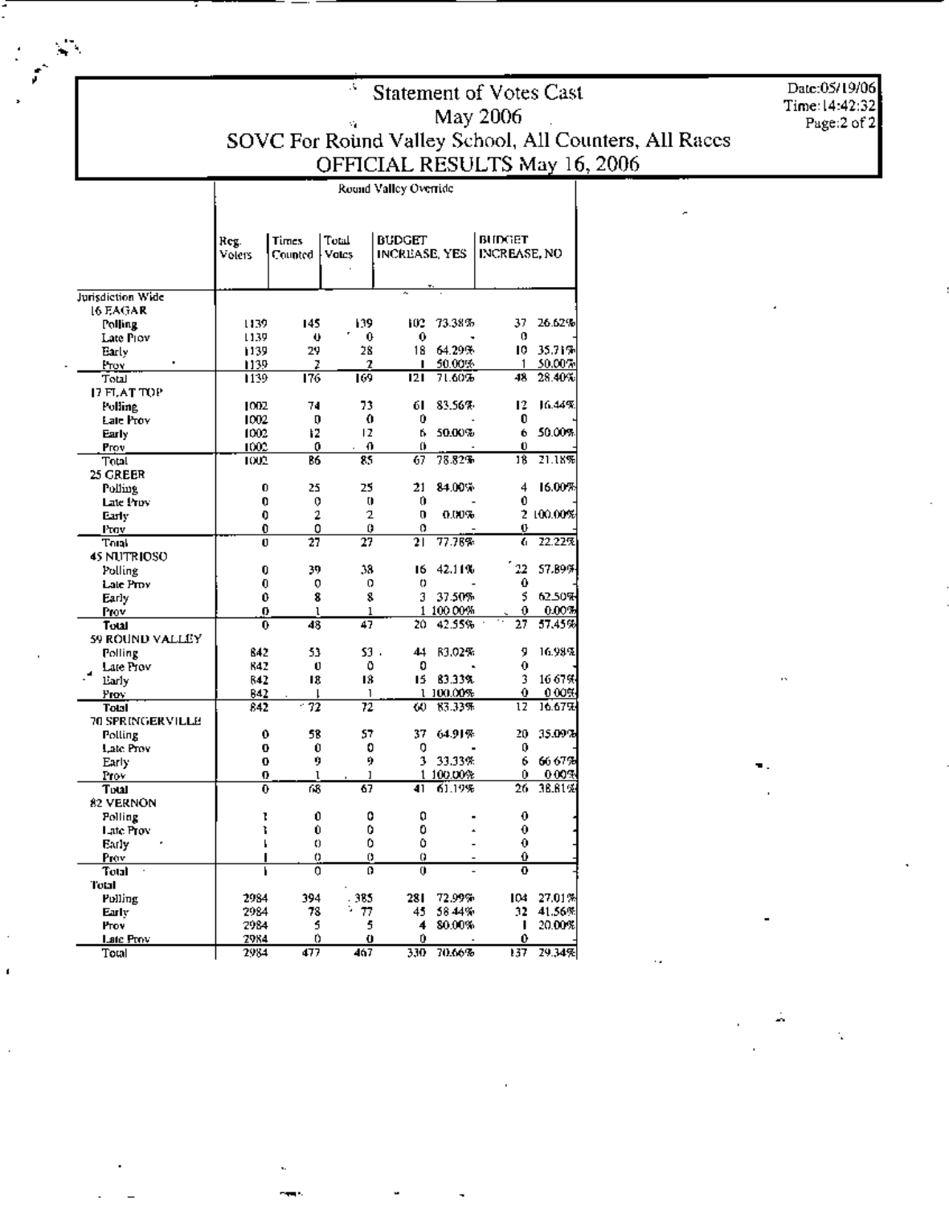# Statement of Votes Cast
## May 2006
## SOVC For Round Valley School, All Counters, All Races
## OFFICIAL RESULTS May 16, 2006

Date:05/19/06
Time:14:42:32

**Round Valley Override**

| | Reg. Voters | Times Counted | Total Votes | BUDGET INCREASE, YES | | BUDGET INCREASE, NO | |
|---|---|---|---|---|---|---|---|
| **Jurisdiction Wide** | | | | | | | |
| **16 EAGAR** | | | | | | | |
| Polling | 1139 | 145 | 139 | 102 | 73.38% | 37 | 26.62% |
| Late Prov | 1139 | 0 | 0 | 0 | - | 0 | - |
| Early | 1139 | 29 | 28 | 18 | 64.29% | 10 | 35.71% |
| Prov | 1139 | 2 | 2 | 1 | 50.00% | 1 | 50.00% |
| Total | 1139 | 176 | 169 | 121 | 71.60% | 48 | 28.40% |
| **17 FLAT TOP** | | | | | | | |
| Polling | 1002 | 74 | 73 | 61 | 83.56% | 12 | 16.44% |
| Late Prov | 1002 | 0 | 0 | 0 | - | 0 | - |
| Early | 1002 | 12 | 12 | 6 | 50.00% | 6 | 50.00% |
| Prov | 1002 | 0 | 0 | 0 | - | 0 | - |
| Total | 1002 | 86 | 85 | 67 | 78.82% | 18 | 21.18% |
| **25 GREER** | | | | | | | |
| Polling | 0 | 25 | 25 | 21 | 84.00% | 4 | 16.00% |
| Late Prov | 0 | 0 | 0 | 0 | - | 0 | - |
| Early | 0 | 2 | 2 | 0 | 0.00% | 2 | 100.00% |
| Prov | 0 | 0 | 0 | 0 | - | 0 | - |
| Total | 0 | 27 | 27 | 21 | 77.78% | 6 | 22.22% |
| **45 NUTRIOSO** | | | | | | | |
| Polling | 0 | 39 | 38 | 16 | 42.11% | 22 | 57.89% |
| Late Prov | 0 | 0 | 0 | 0 | - | 0 | - |
| Early | 0 | 8 | 8 | 3 | 37.50% | 5 | 62.50% |
| Prov | 0 | 1 | 1 | 1 | 100.00% | 0 | 0.00% |
| Total | 0 | 48 | 47 | 20 | 42.55% | 27 | 57.45% |
| **59 ROUND VALLEY** | | | | | | | |
| Polling | 842 | 53 | 53 | 44 | 83.02% | 9 | 16.98% |
| Late Prov | 842 | 0 | 0 | 0 | - | 0 | - |
| Early | 842 | 18 | 18 | 15 | 83.33% | 3 | 16.67% |
| Prov | 842 | 1 | 1 | 1 | 100.00% | 0 | 0.00% |
| Total | 842 | 72 | 72 | 60 | 83.33% | 12 | 16.67% |
| **70 SPRINGERVILLE** | | | | | | | |
| Polling | 0 | 58 | 57 | 37 | 64.91% | 20 | 35.09% |
| Late Prov | 0 | 0 | 0 | 0 | - | 0 | - |
| Early | 0 | 9 | 9 | 3 | 33.33% | 6 | 66.67% |
| Prov | 0 | 1 | 1 | 1 | 100.00% | 0 | 0.00% |
| Total | 0 | 68 | 67 | 41 | 61.19% | 26 | 38.81% |
| **82 VERNON** | | | | | | | |
| Polling | 1 | 0 | 0 | 0 | - | 0 | - |
| Late Prov | 1 | 0 | 0 | 0 | - | 0 | - |
| Early | 1 | 0 | 0 | 0 | - | 0 | - |
| Prov | 1 | 0 | 0 | 0 | - | 0 | - |
| Total | 1 | 0 | 0 | 0 | - | 0 | - |
| **Total** | | | | | | | |
| Polling | 2984 | 394 | 385 | 281 | 72.99% | 104 | 27.01% |
| Early | 2984 | 78 | 77 | 45 | 58.44% | 32 | 41.56% |
| Prov | 2984 | 5 | 5 | 4 | 80.00% | 1 | 20.00% |
| Late Prov | 2984 | 0 | 0 | 0 | - | 0 | - |
| Total | 2984 | 477 | 467 | 330 | 70.66% | 137 | 29.34% |